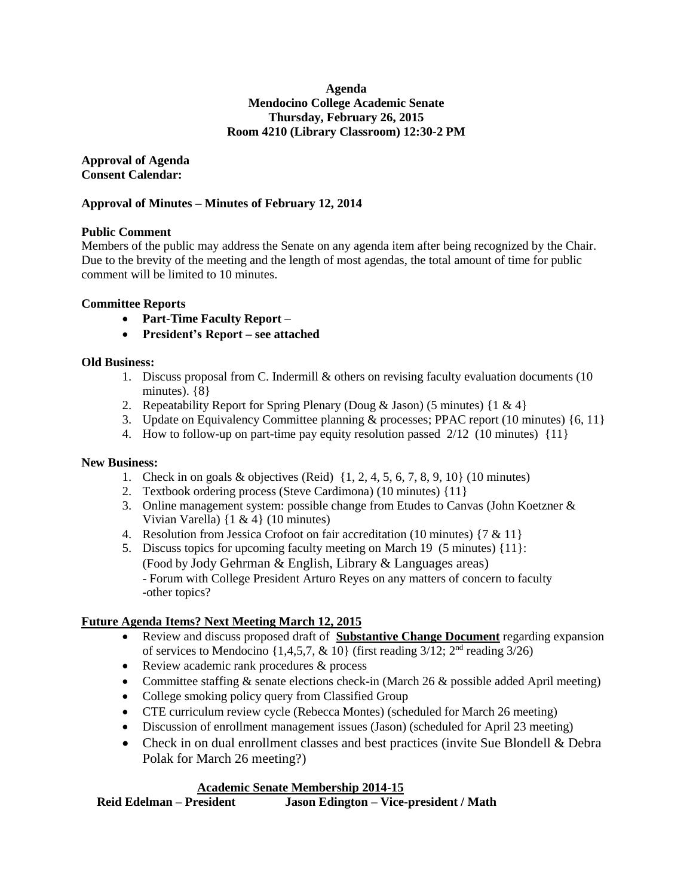**Agenda**
**Mendocino College Academic Senate**
**Thursday, February 26, 2015**
**Room 4210 (Library Classroom) 12:30-2 PM**

**Approval of Agenda**
**Consent Calendar:**

**Approval of Minutes – Minutes of February 12, 2014**

**Public Comment**
Members of the public may address the Senate on any agenda item after being recognized by the Chair. Due to the brevity of the meeting and the length of most agendas, the total amount of time for public comment will be limited to 10 minutes.

**Committee Reports**

- **Part-Time Faculty Report –**
- **President's Report – see attached**

**Old Business:**

1. Discuss proposal from C. Indermill & others on revising faculty evaluation documents (10 minutes). {8}
2. Repeatability Report for Spring Plenary (Doug & Jason) (5 minutes) {1 & 4}
3. Update on Equivalency Committee planning & processes; PPAC report (10 minutes) {6, 11}
4. How to follow-up on part-time pay equity resolution passed 2/12 (10 minutes) {11}

**New Business:**

1. Check in on goals & objectives (Reid) {1, 2, 4, 5, 6, 7, 8, 9, 10} (10 minutes)
2. Textbook ordering process (Steve Cardimona) (10 minutes) {11}
3. Online management system: possible change from Etudes to Canvas (John Koetzner & Vivian Varella) {1 & 4} (10 minutes)
4. Resolution from Jessica Crofoot on fair accreditation (10 minutes) {7 & 11}
5. Discuss topics for upcoming faculty meeting on March 19 (5 minutes) {11}:
   (Food by Jody Gehrman & English, Library & Languages areas)
   - Forum with College President Arturo Reyes on any matters of concern to faculty
   -other topics?

**Future Agenda Items? Next Meeting March 12, 2015**

- Review and discuss proposed draft of **Substantive Change Document** regarding expansion of services to Mendocino {1,4,5,7, & 10} (first reading 3/12; 2nd reading 3/26)
- Review academic rank procedures & process
- Committee staffing & senate elections check-in (March 26 & possible added April meeting)
- College smoking policy query from Classified Group
- CTE curriculum review cycle (Rebecca Montes) (scheduled for March 26 meeting)
- Discussion of enrollment management issues (Jason) (scheduled for April 23 meeting)
- Check in on dual enrollment classes and best practices (invite Sue Blondell & Debra Polak for March 26 meeting?)

**Academic Senate Membership 2014-15**

**Reid Edelman – President** **Jason Edington – Vice-president / Math**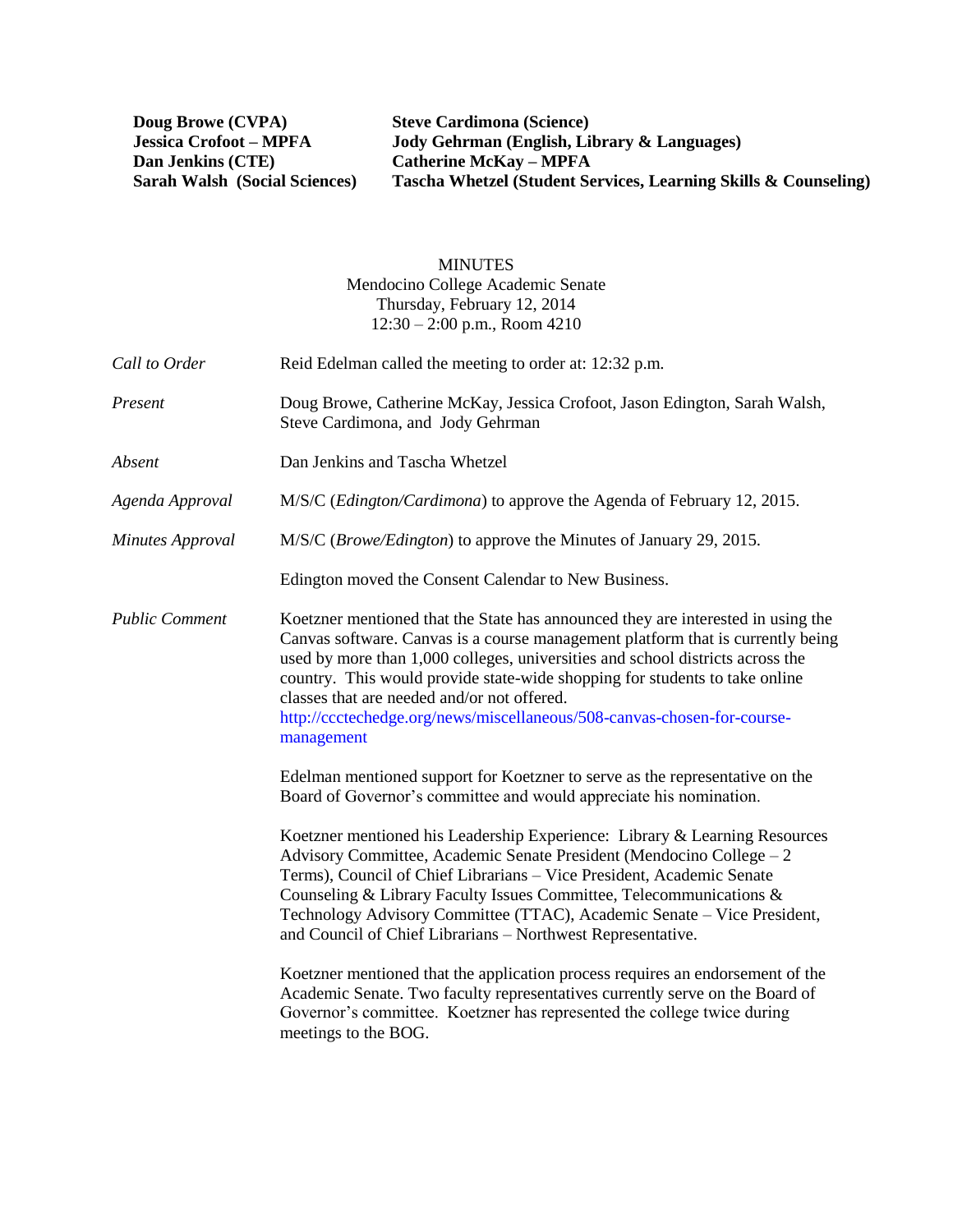| | |
|---|---|
| **Doug Browe (CVPA)** | **Steve Cardimona (Science)** |
| **Jessica Crofoot – MPFA** | **Jody Gehrman (English, Library & Languages)** |
| **Dan Jenkins (CTE)** | **Catherine McKay – MPFA** |
| **Sarah Walsh (Social Sciences)** | **Tascha Whetzel (Student Services, Learning Skills & Counseling)** |

MINUTES
Mendocino College Academic Senate
Thursday, February 12, 2014
12:30 – 2:00 p.m., Room 4210

*Call to Order* Reid Edelman called the meeting to order at: 12:32 p.m.

*Present* Doug Browe, Catherine McKay, Jessica Crofoot, Jason Edington, Sarah Walsh, Steve Cardimona, and Jody Gehrman

*Absent* Dan Jenkins and Tascha Whetzel

*Agenda Approval* M/S/C (*Edington/Cardimona*) to approve the Agenda of February 12, 2015.

*Minutes Approval* M/S/C (*Browe/Edington*) to approve the Minutes of January 29, 2015.

Edington moved the Consent Calendar to New Business.

*Public Comment* Koetzner mentioned that the State has announced they are interested in using the Canvas software. Canvas is a course management platform that is currently being used by more than 1,000 colleges, universities and school districts across the country. This would provide state-wide shopping for students to take online classes that are needed and/or not offered.
http://ccctechedge.org/news/miscellaneous/508-canvas-chosen-for-course-management

Edelman mentioned support for Koetzner to serve as the representative on the Board of Governor's committee and would appreciate his nomination.

Koetzner mentioned his Leadership Experience: Library & Learning Resources Advisory Committee, Academic Senate President (Mendocino College – 2 Terms), Council of Chief Librarians – Vice President, Academic Senate Counseling & Library Faculty Issues Committee, Telecommunications & Technology Advisory Committee (TTAC), Academic Senate – Vice President, and Council of Chief Librarians – Northwest Representative.

Koetzner mentioned that the application process requires an endorsement of the Academic Senate. Two faculty representatives currently serve on the Board of Governor's committee. Koetzner has represented the college twice during meetings to the BOG.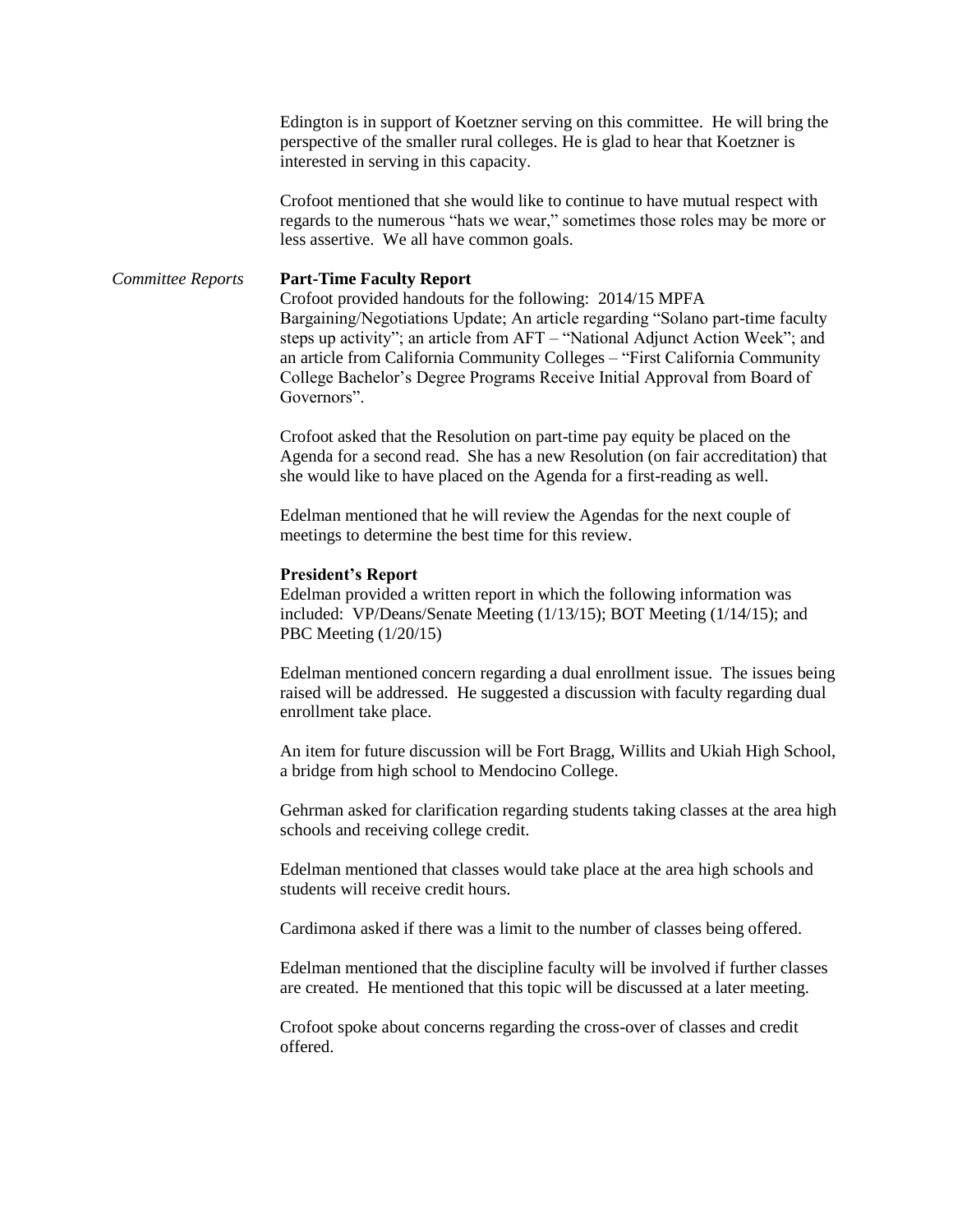Edington is in support of Koetzner serving on this committee. He will bring the perspective of the smaller rural colleges. He is glad to hear that Koetzner is interested in serving in this capacity.

Crofoot mentioned that she would like to continue to have mutual respect with regards to the numerous "hats we wear," sometimes those roles may be more or less assertive. We all have common goals.

*Committee Reports*

**Part-Time Faculty Report**

Crofoot provided handouts for the following: 2014/15 MPFA Bargaining/Negotiations Update; An article regarding "Solano part-time faculty steps up activity"; an article from AFT – "National Adjunct Action Week"; and an article from California Community Colleges – "First California Community College Bachelor's Degree Programs Receive Initial Approval from Board of Governors".

Crofoot asked that the Resolution on part-time pay equity be placed on the Agenda for a second read. She has a new Resolution (on fair accreditation) that she would like to have placed on the Agenda for a first-reading as well.

Edelman mentioned that he will review the Agendas for the next couple of meetings to determine the best time for this review.

**President's Report**

Edelman provided a written report in which the following information was included: VP/Deans/Senate Meeting (1/13/15); BOT Meeting (1/14/15); and PBC Meeting (1/20/15)

Edelman mentioned concern regarding a dual enrollment issue. The issues being raised will be addressed. He suggested a discussion with faculty regarding dual enrollment take place.

An item for future discussion will be Fort Bragg, Willits and Ukiah High School, a bridge from high school to Mendocino College.

Gehrman asked for clarification regarding students taking classes at the area high schools and receiving college credit.

Edelman mentioned that classes would take place at the area high schools and students will receive credit hours.

Cardimona asked if there was a limit to the number of classes being offered.

Edelman mentioned that the discipline faculty will be involved if further classes are created. He mentioned that this topic will be discussed at a later meeting.

Crofoot spoke about concerns regarding the cross-over of classes and credit offered.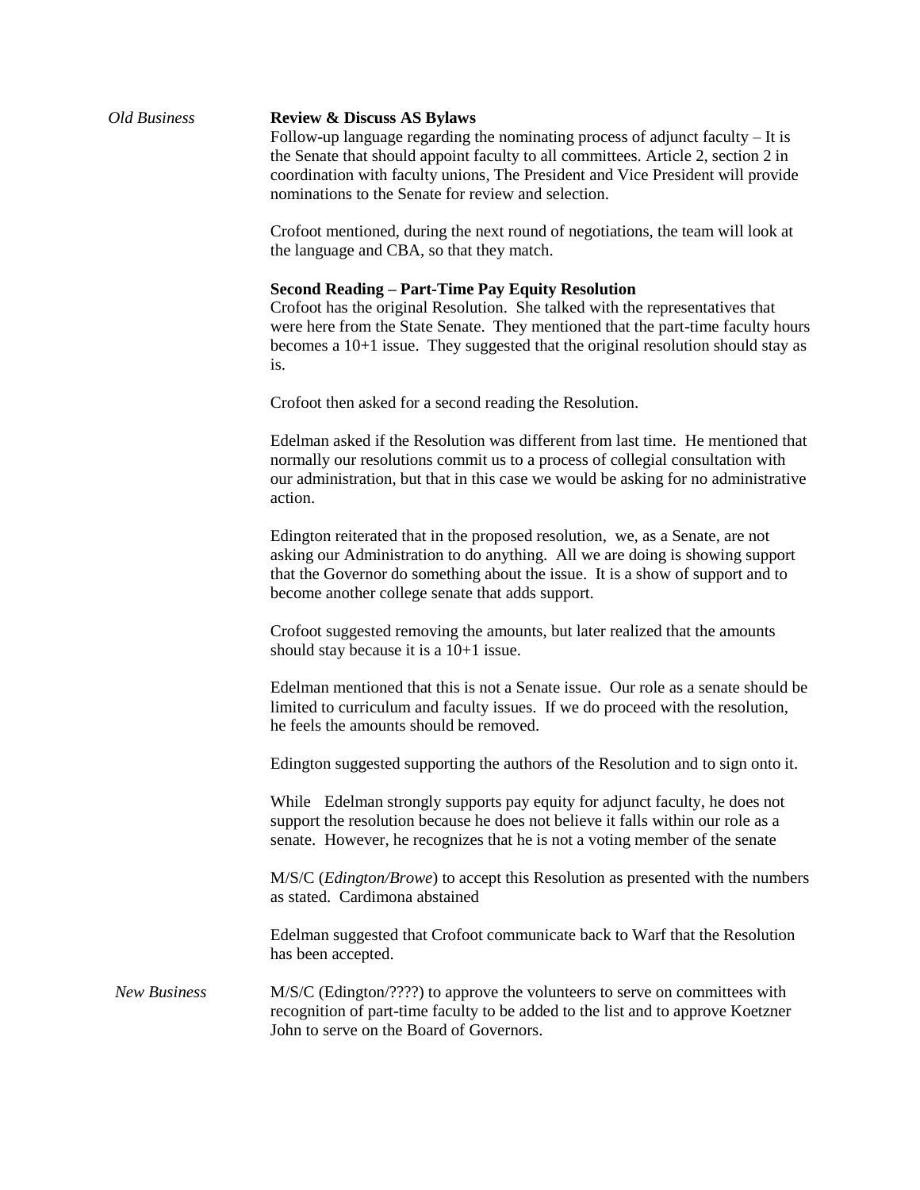*Old Business*

**Review & Discuss AS Bylaws**

Follow-up language regarding the nominating process of adjunct faculty – It is the Senate that should appoint faculty to all committees. Article 2, section 2 in coordination with faculty unions, The President and Vice President will provide nominations to the Senate for review and selection.

Crofoot mentioned, during the next round of negotiations, the team will look at the language and CBA, so that they match.

**Second Reading – Part-Time Pay Equity Resolution**

Crofoot has the original Resolution. She talked with the representatives that were here from the State Senate. They mentioned that the part-time faculty hours becomes a 10+1 issue. They suggested that the original resolution should stay as is.

Crofoot then asked for a second reading the Resolution.

Edelman asked if the Resolution was different from last time. He mentioned that normally our resolutions commit us to a process of collegial consultation with our administration, but that in this case we would be asking for no administrative action.

Edington reiterated that in the proposed resolution, we, as a Senate, are not asking our Administration to do anything. All we are doing is showing support that the Governor do something about the issue. It is a show of support and to become another college senate that adds support.

Crofoot suggested removing the amounts, but later realized that the amounts should stay because it is a 10+1 issue.

Edelman mentioned that this is not a Senate issue. Our role as a senate should be limited to curriculum and faculty issues. If we do proceed with the resolution, he feels the amounts should be removed.

Edington suggested supporting the authors of the Resolution and to sign onto it.

While Edelman strongly supports pay equity for adjunct faculty, he does not support the resolution because he does not believe it falls within our role as a senate. However, he recognizes that he is not a voting member of the senate

M/S/C (*Edington/Browe*) to accept this Resolution as presented with the numbers as stated. Cardimona abstained

Edelman suggested that Crofoot communicate back to Warf that the Resolution has been accepted.

*New Business*

M/S/C (Edington/????) to approve the volunteers to serve on committees with recognition of part-time faculty to be added to the list and to approve Koetzner John to serve on the Board of Governors.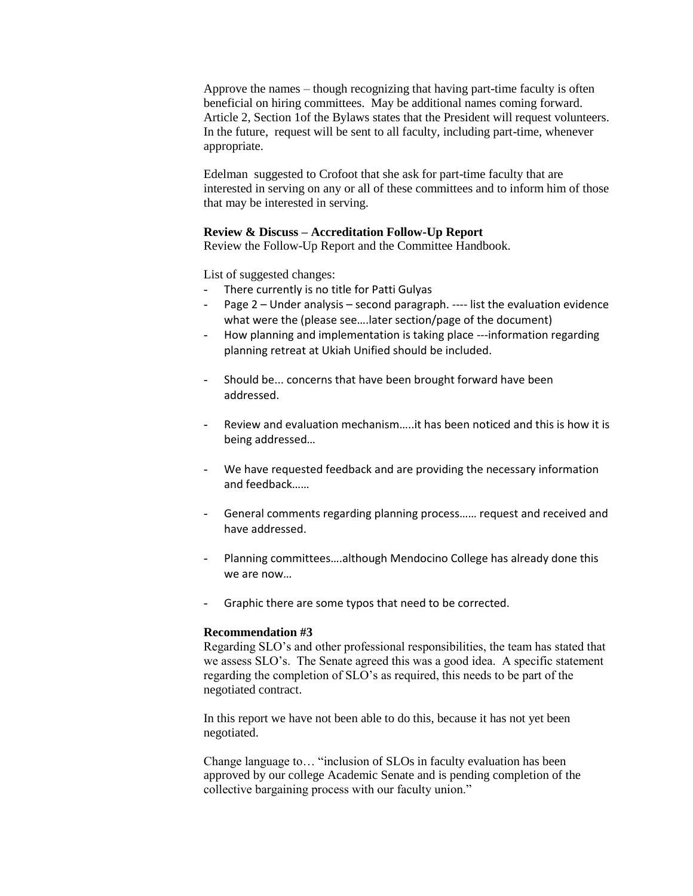Approve the names – though recognizing that having part-time faculty is often beneficial on hiring committees. May be additional names coming forward. Article 2, Section 1of the Bylaws states that the President will request volunteers. In the future, request will be sent to all faculty, including part-time, whenever appropriate.

Edelman suggested to Crofoot that she ask for part-time faculty that are interested in serving on any or all of these committees and to inform him of those that may be interested in serving.

**Review & Discuss – Accreditation Follow-Up Report**

Review the Follow-Up Report and the Committee Handbook.

List of suggested changes:

- There currently is no title for Patti Gulyas
- Page 2 – Under analysis – second paragraph. ---- list the evaluation evidence what were the (please see….later section/page of the document)
- How planning and implementation is taking place ---information regarding planning retreat at Ukiah Unified should be included.
- Should be... concerns that have been brought forward have been addressed.
- Review and evaluation mechanism…..it has been noticed and this is how it is being addressed…
- We have requested feedback and are providing the necessary information and feedback……
- General comments regarding planning process…… request and received and have addressed.
- Planning committees….although Mendocino College has already done this we are now…
- Graphic there are some typos that need to be corrected.

**Recommendation #3**

Regarding SLO's and other professional responsibilities, the team has stated that we assess SLO's. The Senate agreed this was a good idea. A specific statement regarding the completion of SLO's as required, this needs to be part of the negotiated contract.

In this report we have not been able to do this, because it has not yet been negotiated.

Change language to… "inclusion of SLOs in faculty evaluation has been approved by our college Academic Senate and is pending completion of the collective bargaining process with our faculty union."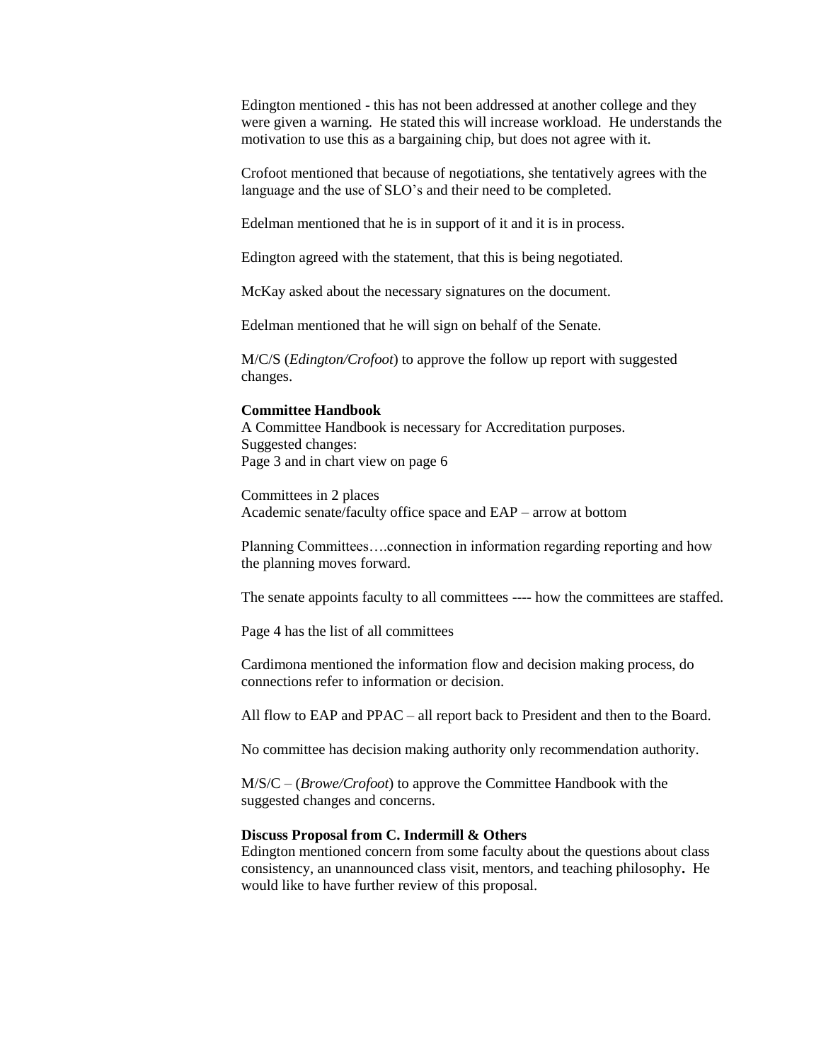Edington mentioned - this has not been addressed at another college and they were given a warning. He stated this will increase workload. He understands the motivation to use this as a bargaining chip, but does not agree with it.

Crofoot mentioned that because of negotiations, she tentatively agrees with the language and the use of SLO's and their need to be completed.

Edelman mentioned that he is in support of it and it is in process.

Edington agreed with the statement, that this is being negotiated.

McKay asked about the necessary signatures on the document.

Edelman mentioned that he will sign on behalf of the Senate.

M/C/S (*Edington/Crofoot*) to approve the follow up report with suggested changes.

**Committee Handbook**

A Committee Handbook is necessary for Accreditation purposes.
Suggested changes:
Page 3 and in chart view on page 6

Committees in 2 places
Academic senate/faculty office space and EAP – arrow at bottom

Planning Committees….connection in information regarding reporting and how the planning moves forward.

The senate appoints faculty to all committees ---- how the committees are staffed.

Page 4 has the list of all committees

Cardimona mentioned the information flow and decision making process, do connections refer to information or decision.

All flow to EAP and PPAC – all report back to President and then to the Board.

No committee has decision making authority only recommendation authority.

M/S/C – (*Browe/Crofoot*) to approve the Committee Handbook with the suggested changes and concerns.

**Discuss Proposal from C. Indermill & Others**

Edington mentioned concern from some faculty about the questions about class consistency, an unannounced class visit, mentors, and teaching philosophy**.** He would like to have further review of this proposal.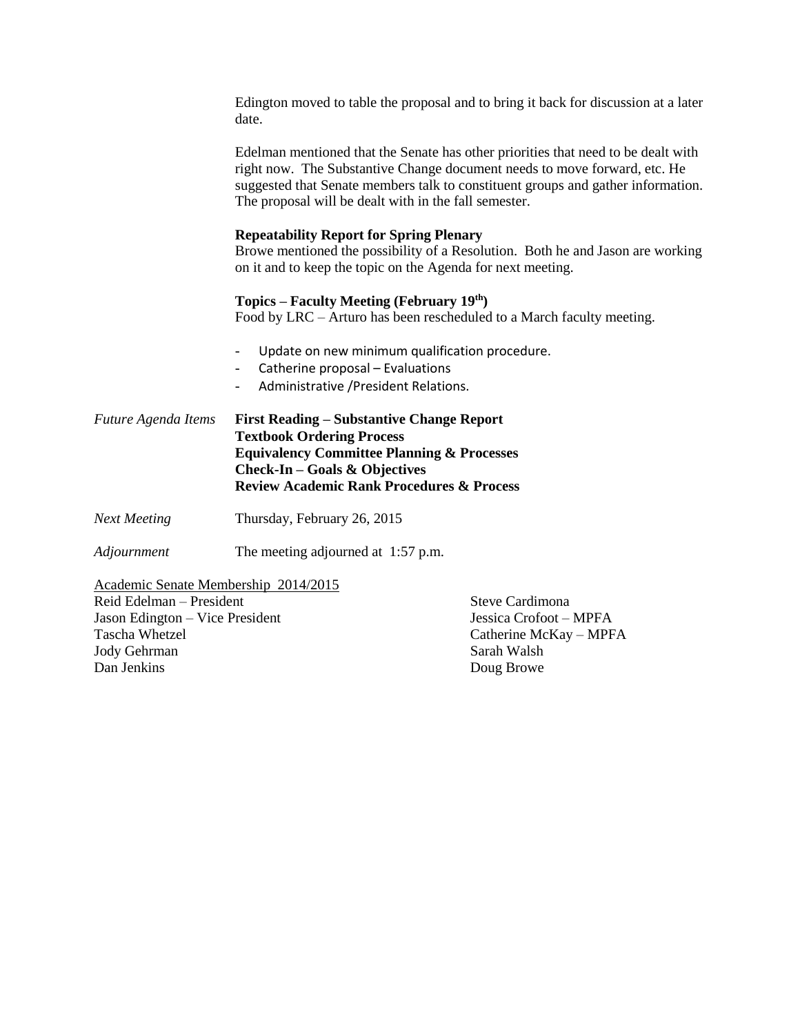Edington moved to table the proposal and to bring it back for discussion at a later date.

Edelman mentioned that the Senate has other priorities that need to be dealt with right now. The Substantive Change document needs to move forward, etc. He suggested that Senate members talk to constituent groups and gather information. The proposal will be dealt with in the fall semester.

**Repeatability Report for Spring Plenary**
Browe mentioned the possibility of a Resolution. Both he and Jason are working on it and to keep the topic on the Agenda for next meeting.

**Topics – Faculty Meeting (February 19th)**
Food by LRC – Arturo has been rescheduled to a March faculty meeting.

- Update on new minimum qualification procedure.
- Catherine proposal – Evaluations
- Administrative /President Relations.

*Future Agenda Items*
**First Reading – Substantive Change Report**
**Textbook Ordering Process**
**Equivalency Committee Planning & Processes**
**Check-In – Goals & Objectives**
**Review Academic Rank Procedures & Process**

*Next Meeting* Thursday, February 26, 2015

*Adjournment* The meeting adjourned at 1:57 p.m.

Academic Senate Membership 2014/2015

Reid Edelman – President
Jason Edington – Vice President
Tascha Whetzel
Jody Gehrman
Dan Jenkins
Steve Cardimona
Jessica Crofoot – MPFA
Catherine McKay – MPFA
Sarah Walsh
Doug Browe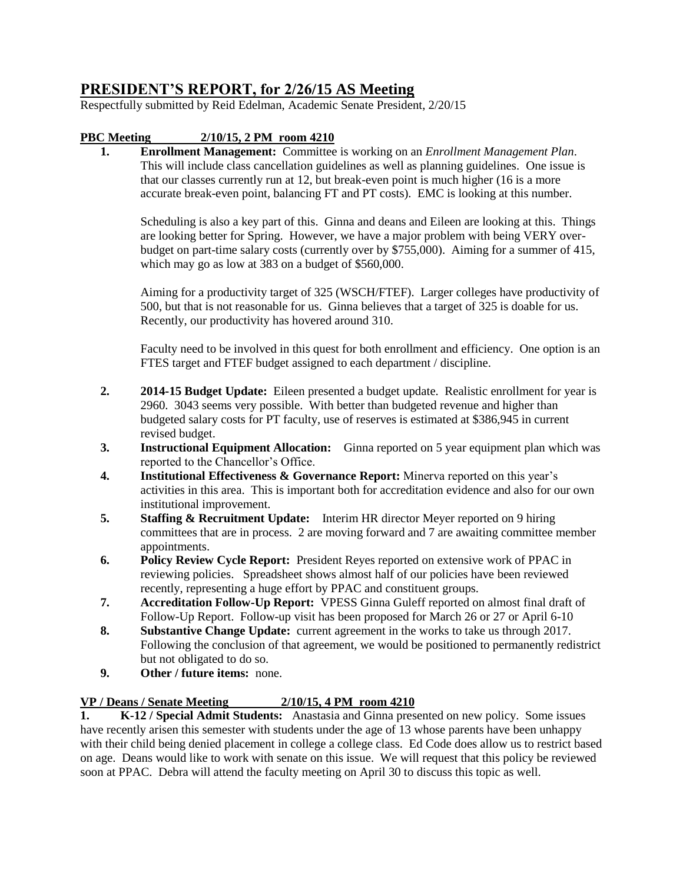## PRESIDENT'S REPORT, for 2/26/15 AS Meeting

Respectfully submitted by Reid Edelman, Academic Senate President, 2/20/15

**PBC Meeting 2/10/15, 2 PM room 4210**

1. **Enrollment Management:** Committee is working on an *Enrollment Management Plan*. This will include class cancellation guidelines as well as planning guidelines. One issue is that our classes currently run at 12, but break-even point is much higher (16 is a more accurate break-even point, balancing FT and PT costs). EMC is looking at this number.

   Scheduling is also a key part of this. Ginna and deans and Eileen are looking at this. Things are looking better for Spring. However, we have a major problem with being VERY over-budget on part-time salary costs (currently over by $755,000). Aiming for a summer of 415, which may go as low at 383 on a budget of $560,000.

   Aiming for a productivity target of 325 (WSCH/FTEF). Larger colleges have productivity of 500, but that is not reasonable for us. Ginna believes that a target of 325 is doable for us. Recently, our productivity has hovered around 310.

   Faculty need to be involved in this quest for both enrollment and efficiency. One option is an FTES target and FTEF budget assigned to each department / discipline.

2. **2014-15 Budget Update:** Eileen presented a budget update. Realistic enrollment for year is 2960. 3043 seems very possible. With better than budgeted revenue and higher than budgeted salary costs for PT faculty, use of reserves is estimated at $386,945 in current revised budget.
3. **Instructional Equipment Allocation:** Ginna reported on 5 year equipment plan which was reported to the Chancellor's Office.
4. **Institutional Effectiveness & Governance Report:** Minerva reported on this year's activities in this area. This is important both for accreditation evidence and also for our own institutional improvement.
5. **Staffing & Recruitment Update:** Interim HR director Meyer reported on 9 hiring committees that are in process. 2 are moving forward and 7 are awaiting committee member appointments.
6. **Policy Review Cycle Report:** President Reyes reported on extensive work of PPAC in reviewing policies. Spreadsheet shows almost half of our policies have been reviewed recently, representing a huge effort by PPAC and constituent groups.
7. **Accreditation Follow-Up Report:** VPESS Ginna Guleff reported on almost final draft of Follow-Up Report. Follow-up visit has been proposed for March 26 or 27 or April 6-10
8. **Substantive Change Update:** current agreement in the works to take us through 2017. Following the conclusion of that agreement, we would be positioned to permanently redistrict but not obligated to do so.
9. **Other / future items:** none.

**VP / Deans / Senate Meeting 2/10/15, 4 PM room 4210**

1. **K-12 / Special Admit Students:** Anastasia and Ginna presented on new policy. Some issues have recently arisen this semester with students under the age of 13 whose parents have been unhappy with their child being denied placement in college a college class. Ed Code does allow us to restrict based on age. Deans would like to work with senate on this issue. We will request that this policy be reviewed soon at PPAC. Debra will attend the faculty meeting on April 30 to discuss this topic as well.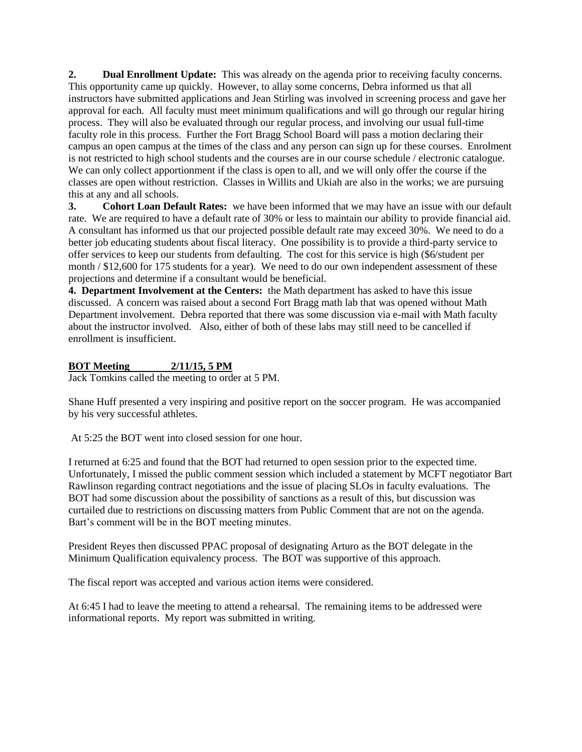**2. Dual Enrollment Update:** This was already on the agenda prior to receiving faculty concerns. This opportunity came up quickly. However, to allay some concerns, Debra informed us that all instructors have submitted applications and Jean Stirling was involved in screening process and gave her approval for each. All faculty must meet minimum qualifications and will go through our regular hiring process. They will also be evaluated through our regular process, and involving our usual full-time faculty role in this process. Further the Fort Bragg School Board will pass a motion declaring their campus an open campus at the times of the class and any person can sign up for these courses. Enrolment is not restricted to high school students and the courses are in our course schedule / electronic catalogue. We can only collect apportionment if the class is open to all, and we will only offer the course if the classes are open without restriction. Classes in Willits and Ukiah are also in the works; we are pursuing this at any and all schools.

**3. Cohort Loan Default Rates:** we have been informed that we may have an issue with our default rate. We are required to have a default rate of 30% or less to maintain our ability to provide financial aid. A consultant has informed us that our projected possible default rate may exceed 30%. We need to do a better job educating students about fiscal literacy. One possibility is to provide a third-party service to offer services to keep our students from defaulting. The cost for this service is high ($6/student per month / $12,600 for 175 students for a year). We need to do our own independent assessment of these projections and determine if a consultant would be beneficial.

**4. Department Involvement at the Centers:** the Math department has asked to have this issue discussed. A concern was raised about a second Fort Bragg math lab that was opened without Math Department involvement. Debra reported that there was some discussion via e-mail with Math faculty about the instructor involved. Also, either of both of these labs may still need to be cancelled if enrollment is insufficient.

**BOT Meeting 2/11/15, 5 PM**

Jack Tomkins called the meeting to order at 5 PM.

Shane Huff presented a very inspiring and positive report on the soccer program. He was accompanied by his very successful athletes.

At 5:25 the BOT went into closed session for one hour.

I returned at 6:25 and found that the BOT had returned to open session prior to the expected time. Unfortunately, I missed the public comment session which included a statement by MCFT negotiator Bart Rawlinson regarding contract negotiations and the issue of placing SLOs in faculty evaluations. The BOT had some discussion about the possibility of sanctions as a result of this, but discussion was curtailed due to restrictions on discussing matters from Public Comment that are not on the agenda. Bart's comment will be in the BOT meeting minutes.

President Reyes then discussed PPAC proposal of designating Arturo as the BOT delegate in the Minimum Qualification equivalency process. The BOT was supportive of this approach.

The fiscal report was accepted and various action items were considered.

At 6:45 I had to leave the meeting to attend a rehearsal. The remaining items to be addressed were informational reports. My report was submitted in writing.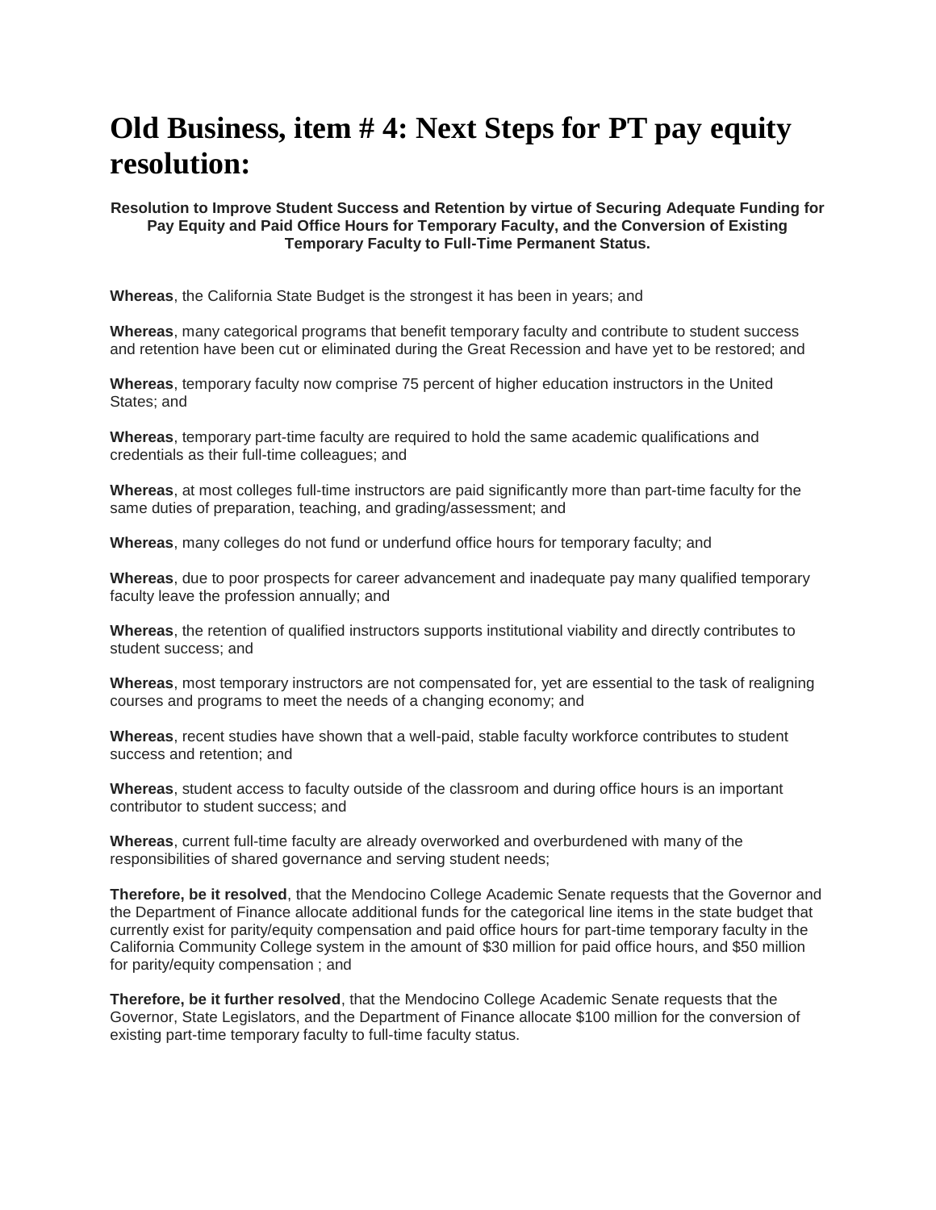# Old Business, item # 4: Next Steps for PT pay equity resolution:

**Resolution to Improve Student Success and Retention by virtue of Securing Adequate Funding for Pay Equity and Paid Office Hours for Temporary Faculty, and the Conversion of Existing Temporary Faculty to Full-Time Permanent Status.**

**Whereas**, the California State Budget is the strongest it has been in years; and

**Whereas**, many categorical programs that benefit temporary faculty and contribute to student success and retention have been cut or eliminated during the Great Recession and have yet to be restored; and

**Whereas**, temporary faculty now comprise 75 percent of higher education instructors in the United States; and

**Whereas**, temporary part-time faculty are required to hold the same academic qualifications and credentials as their full-time colleagues; and

**Whereas**, at most colleges full-time instructors are paid significantly more than part-time faculty for the same duties of preparation, teaching, and grading/assessment; and

**Whereas**, many colleges do not fund or underfund office hours for temporary faculty; and

**Whereas**, due to poor prospects for career advancement and inadequate pay many qualified temporary faculty leave the profession annually; and

**Whereas**, the retention of qualified instructors supports institutional viability and directly contributes to student success; and

**Whereas**, most temporary instructors are not compensated for, yet are essential to the task of realigning courses and programs to meet the needs of a changing economy; and

**Whereas**, recent studies have shown that a well-paid, stable faculty workforce contributes to student success and retention; and

**Whereas**, student access to faculty outside of the classroom and during office hours is an important contributor to student success; and

**Whereas**, current full-time faculty are already overworked and overburdened with many of the responsibilities of shared governance and serving student needs;

**Therefore, be it resolved**, that the Mendocino College Academic Senate requests that the Governor and the Department of Finance allocate additional funds for the categorical line items in the state budget that currently exist for parity/equity compensation and paid office hours for part-time temporary faculty in the California Community College system in the amount of $30 million for paid office hours, and $50 million for parity/equity compensation ; and

**Therefore, be it further resolved**, that the Mendocino College Academic Senate requests that the Governor, State Legislators, and the Department of Finance allocate $100 million for the conversion of existing part-time temporary faculty to full-time faculty status.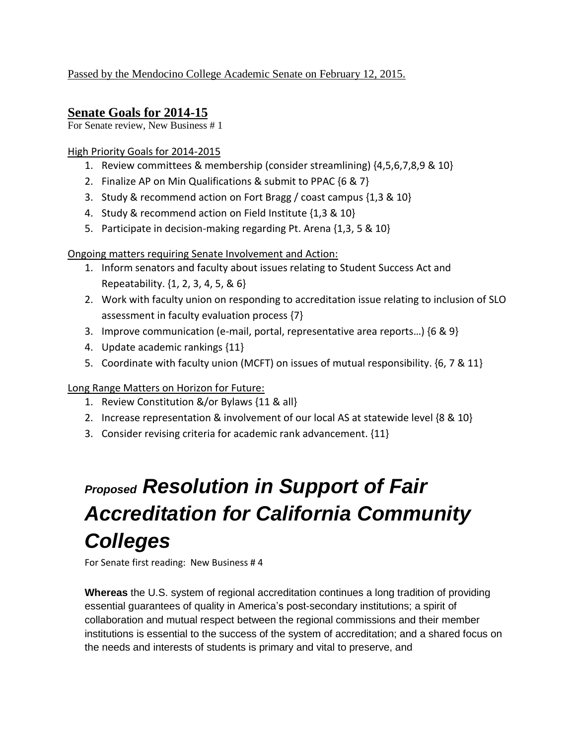Passed by the Mendocino College Academic Senate on February 12, 2015.

## Senate Goals for 2014-15

For Senate review, New Business # 1

High Priority Goals for 2014-2015

1. Review committees & membership (consider streamlining) {4,5,6,7,8,9 & 10}
2. Finalize AP on Min Qualifications & submit to PPAC {6 & 7}
3. Study & recommend action on Fort Bragg / coast campus {1,3 & 10}
4. Study & recommend action on Field Institute {1,3 & 10}
5. Participate in decision-making regarding Pt. Arena {1,3, 5 & 10}

Ongoing matters requiring Senate Involvement and Action:

1. Inform senators and faculty about issues relating to Student Success Act and Repeatability. {1, 2, 3, 4, 5, & 6}
2. Work with faculty union on responding to accreditation issue relating to inclusion of SLO assessment in faculty evaluation process {7}
3. Improve communication (e-mail, portal, representative area reports…) {6 & 9}
4. Update academic rankings {11}
5. Coordinate with faculty union (MCFT) on issues of mutual responsibility. {6, 7 & 11}

Long Range Matters on Horizon for Future:

1. Review Constitution &/or Bylaws {11 & all}
2. Increase representation & involvement of our local AS at statewide level {8 & 10}
3. Consider revising criteria for academic rank advancement. {11}

# *Proposed Resolution in Support of Fair Accreditation for California Community Colleges*

For Senate first reading: New Business # 4

**Whereas** the U.S. system of regional accreditation continues a long tradition of providing essential guarantees of quality in America's post-secondary institutions; a spirit of collaboration and mutual respect between the regional commissions and their member institutions is essential to the success of the system of accreditation; and a shared focus on the needs and interests of students is primary and vital to preserve, and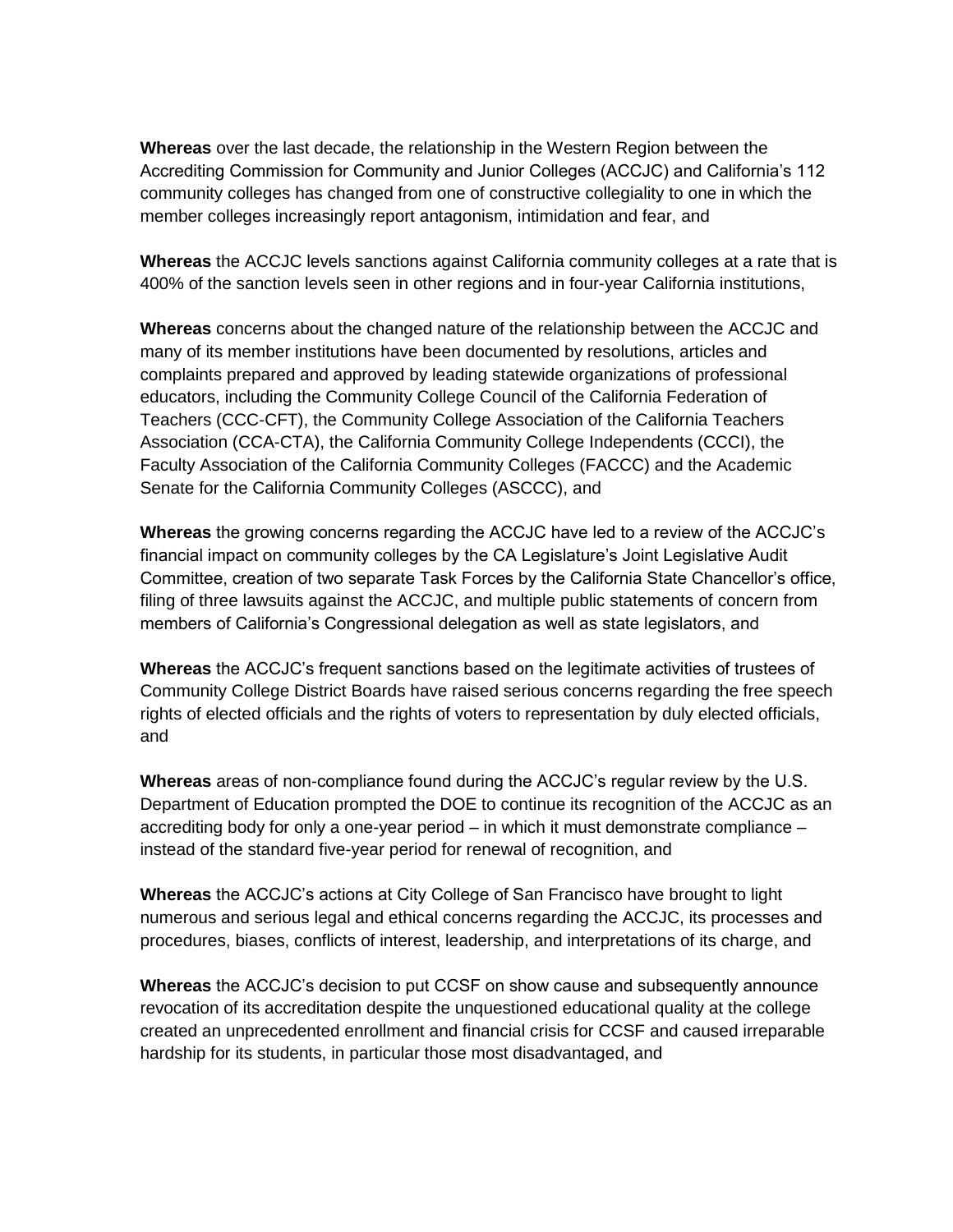**Whereas** over the last decade, the relationship in the Western Region between the Accrediting Commission for Community and Junior Colleges (ACCJC) and California's 112 community colleges has changed from one of constructive collegiality to one in which the member colleges increasingly report antagonism, intimidation and fear, and

**Whereas** the ACCJC levels sanctions against California community colleges at a rate that is 400% of the sanction levels seen in other regions and in four-year California institutions,

**Whereas** concerns about the changed nature of the relationship between the ACCJC and many of its member institutions have been documented by resolutions, articles and complaints prepared and approved by leading statewide organizations of professional educators, including the Community College Council of the California Federation of Teachers (CCC-CFT), the Community College Association of the California Teachers Association (CCA-CTA), the California Community College Independents (CCCI), the Faculty Association of the California Community Colleges (FACCC) and the Academic Senate for the California Community Colleges (ASCCC), and

**Whereas** the growing concerns regarding the ACCJC have led to a review of the ACCJC's financial impact on community colleges by the CA Legislature's Joint Legislative Audit Committee, creation of two separate Task Forces by the California State Chancellor's office, filing of three lawsuits against the ACCJC, and multiple public statements of concern from members of California's Congressional delegation as well as state legislators, and

**Whereas** the ACCJC's frequent sanctions based on the legitimate activities of trustees of Community College District Boards have raised serious concerns regarding the free speech rights of elected officials and the rights of voters to representation by duly elected officials, and

**Whereas** areas of non-compliance found during the ACCJC's regular review by the U.S. Department of Education prompted the DOE to continue its recognition of the ACCJC as an accrediting body for only a one-year period – in which it must demonstrate compliance – instead of the standard five-year period for renewal of recognition, and

**Whereas** the ACCJC's actions at City College of San Francisco have brought to light numerous and serious legal and ethical concerns regarding the ACCJC, its processes and procedures, biases, conflicts of interest, leadership, and interpretations of its charge, and

**Whereas** the ACCJC's decision to put CCSF on show cause and subsequently announce revocation of its accreditation despite the unquestioned educational quality at the college created an unprecedented enrollment and financial crisis for CCSF and caused irreparable hardship for its students, in particular those most disadvantaged, and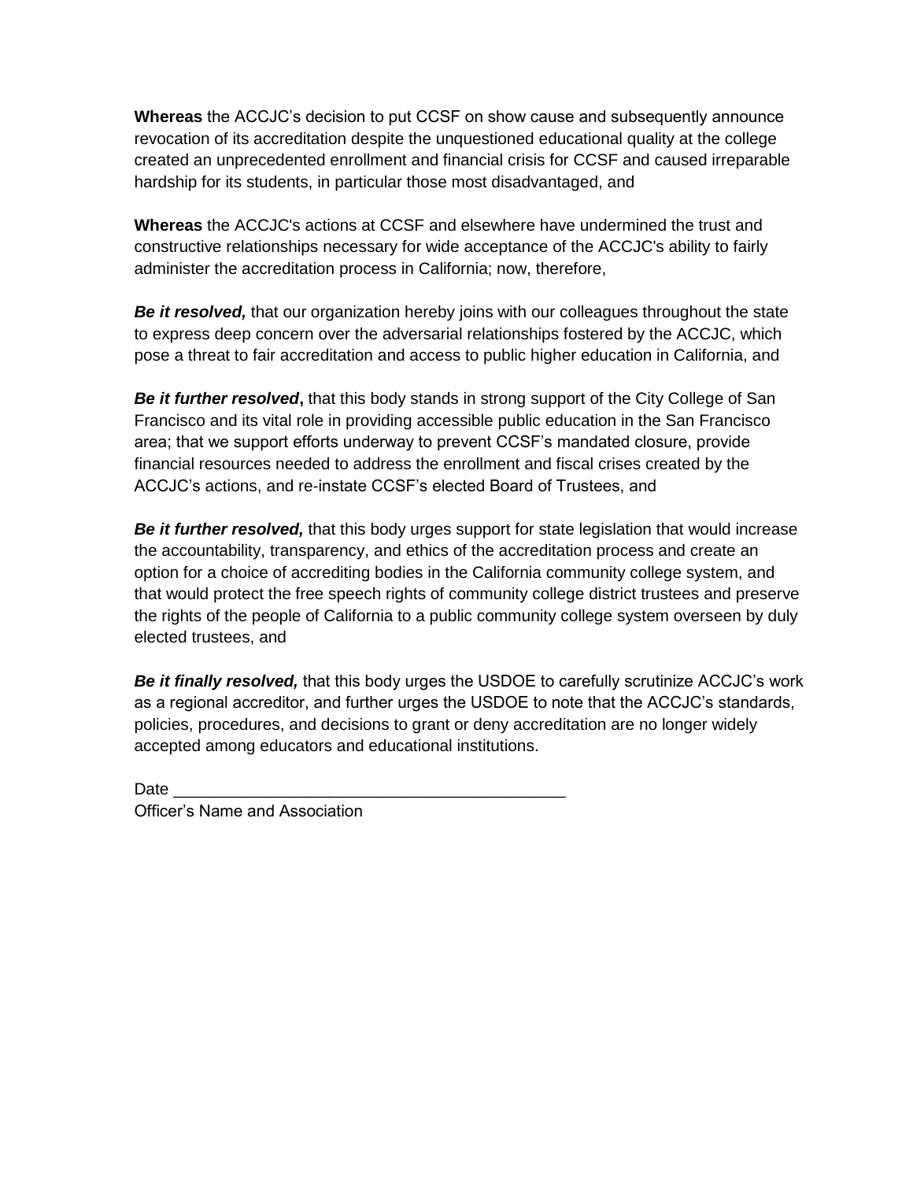**Whereas** the ACCJC's decision to put CCSF on show cause and subsequently announce revocation of its accreditation despite the unquestioned educational quality at the college created an unprecedented enrollment and financial crisis for CCSF and caused irreparable hardship for its students, in particular those most disadvantaged, and

**Whereas** the ACCJC's actions at CCSF and elsewhere have undermined the trust and constructive relationships necessary for wide acceptance of the ACCJC's ability to fairly administer the accreditation process in California; now, therefore,

***Be it resolved,*** that our organization hereby joins with our colleagues throughout the state to express deep concern over the adversarial relationships fostered by the ACCJC, which pose a threat to fair accreditation and access to public higher education in California, and

***Be it further resolved*****,** that this body stands in strong support of the City College of San Francisco and its vital role in providing accessible public education in the San Francisco area; that we support efforts underway to prevent CCSF's mandated closure, provide financial resources needed to address the enrollment and fiscal crises created by the ACCJC's actions, and re-instate CCSF's elected Board of Trustees, and

***Be it further resolved,*** that this body urges support for state legislation that would increase the accountability, transparency, and ethics of the accreditation process and create an option for a choice of accrediting bodies in the California community college system, and that would protect the free speech rights of community college district trustees and preserve the rights of the people of California to a public community college system overseen by duly elected trustees, and

***Be it finally resolved,*** that this body urges the USDOE to carefully scrutinize ACCJC's work as a regional accreditor, and further urges the USDOE to note that the ACCJC's standards, policies, procedures, and decisions to grant or deny accreditation are no longer widely accepted among educators and educational institutions.

Date ___________________________________________

Officer's Name and Association